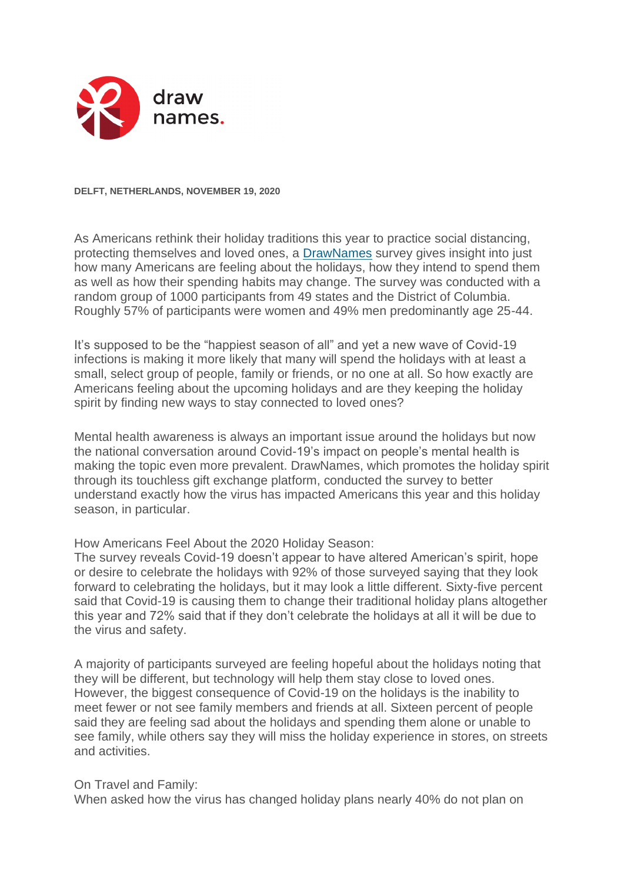draw names.

**DELFT, NETHERLANDS, NOVEMBER 19, 2020**

As Americans rethink their holiday traditions this year to practice social distancing, protecting themselves and loved ones, a [DrawNames](#) survey gives insight into just how many Americans are feeling about the holidays, how they intend to spend them as well as how their spending habits may change. The survey was conducted with a random group of 1000 participants from 49 states and the District of Columbia. Roughly 57% of participants were women and 49% men predominantly age 25-44.

It's supposed to be the "happiest season of all" and yet a new wave of Covid-19 infections is making it more likely that many will spend the holidays with at least a small, select group of people, family or friends, or no one at all. So how exactly are Americans feeling about the upcoming holidays and are they keeping the holiday spirit by finding new ways to stay connected to loved ones?

Mental health awareness is always an important issue around the holidays but now the national conversation around Covid-19's impact on people's mental health is making the topic even more prevalent. DrawNames, which promotes the holiday spirit through its touchless gift exchange platform, conducted the survey to better understand exactly how the virus has impacted Americans this year and this holiday season, in particular.

How Americans Feel About the 2020 Holiday Season:
The survey reveals Covid-19 doesn't appear to have altered American's spirit, hope or desire to celebrate the holidays with 92% of those surveyed saying that they look forward to celebrating the holidays, but it may look a little different. Sixty-five percent said that Covid-19 is causing them to change their traditional holiday plans altogether this year and 72% said that if they don't celebrate the holidays at all it will be due to the virus and safety.

A majority of participants surveyed are feeling hopeful about the holidays noting that they will be different, but technology will help them stay close to loved ones. However, the biggest consequence of Covid-19 on the holidays is the inability to meet fewer or not see family members and friends at all. Sixteen percent of people said they are feeling sad about the holidays and spending them alone or unable to see family, while others say they will miss the holiday experience in stores, on streets and activities.

On Travel and Family:
When asked how the virus has changed holiday plans nearly 40% do not plan on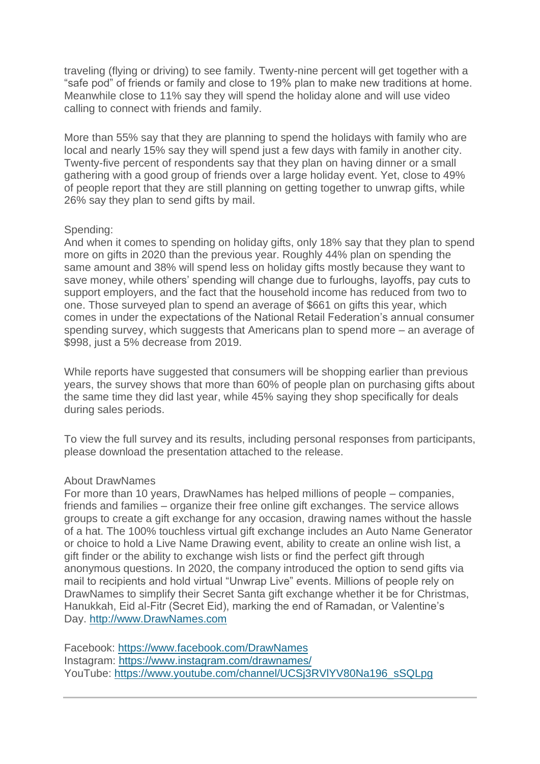traveling (flying or driving) to see family. Twenty-nine percent will get together with a "safe pod" of friends or family and close to 19% plan to make new traditions at home. Meanwhile close to 11% say they will spend the holiday alone and will use video calling to connect with friends and family.

More than 55% say that they are planning to spend the holidays with family who are local and nearly 15% say they will spend just a few days with family in another city. Twenty-five percent of respondents say that they plan on having dinner or a small gathering with a good group of friends over a large holiday event. Yet, close to 49% of people report that they are still planning on getting together to unwrap gifts, while 26% say they plan to send gifts by mail.

Spending:
And when it comes to spending on holiday gifts, only 18% say that they plan to spend more on gifts in 2020 than the previous year. Roughly 44% plan on spending the same amount and 38% will spend less on holiday gifts mostly because they want to save money, while others' spending will change due to furloughs, layoffs, pay cuts to support employers, and the fact that the household income has reduced from two to one. Those surveyed plan to spend an average of $661 on gifts this year, which comes in under the expectations of the National Retail Federation's annual consumer spending survey, which suggests that Americans plan to spend more – an average of $998, just a 5% decrease from 2019.

While reports have suggested that consumers will be shopping earlier than previous years, the survey shows that more than 60% of people plan on purchasing gifts about the same time they did last year, while 45% saying they shop specifically for deals during sales periods.

To view the full survey and its results, including personal responses from participants, please download the presentation attached to the release.

About DrawNames
For more than 10 years, DrawNames has helped millions of people – companies, friends and families – organize their free online gift exchanges. The service allows groups to create a gift exchange for any occasion, drawing names without the hassle of a hat. The 100% touchless virtual gift exchange includes an Auto Name Generator or choice to hold a Live Name Drawing event, ability to create an online wish list, a gift finder or the ability to exchange wish lists or find the perfect gift through anonymous questions. In 2020, the company introduced the option to send gifts via mail to recipients and hold virtual "Unwrap Live" events. Millions of people rely on DrawNames to simplify their Secret Santa gift exchange whether it be for Christmas, Hanukkah, Eid al-Fitr (Secret Eid), marking the end of Ramadan, or Valentine's Day. [http://www.DrawNames.com](http://www.DrawNames.com)

Facebook: [https://www.facebook.com/DrawNames](https://www.facebook.com/DrawNames)
Instagram: [https://www.instagram.com/drawnames/](https://www.instagram.com/drawnames/)
YouTube: [https://www.youtube.com/channel/UCSj3RVlYV80Na196_sSQLpg](https://www.youtube.com/channel/UCSj3RVlYV80Na196_sSQLpg)

---